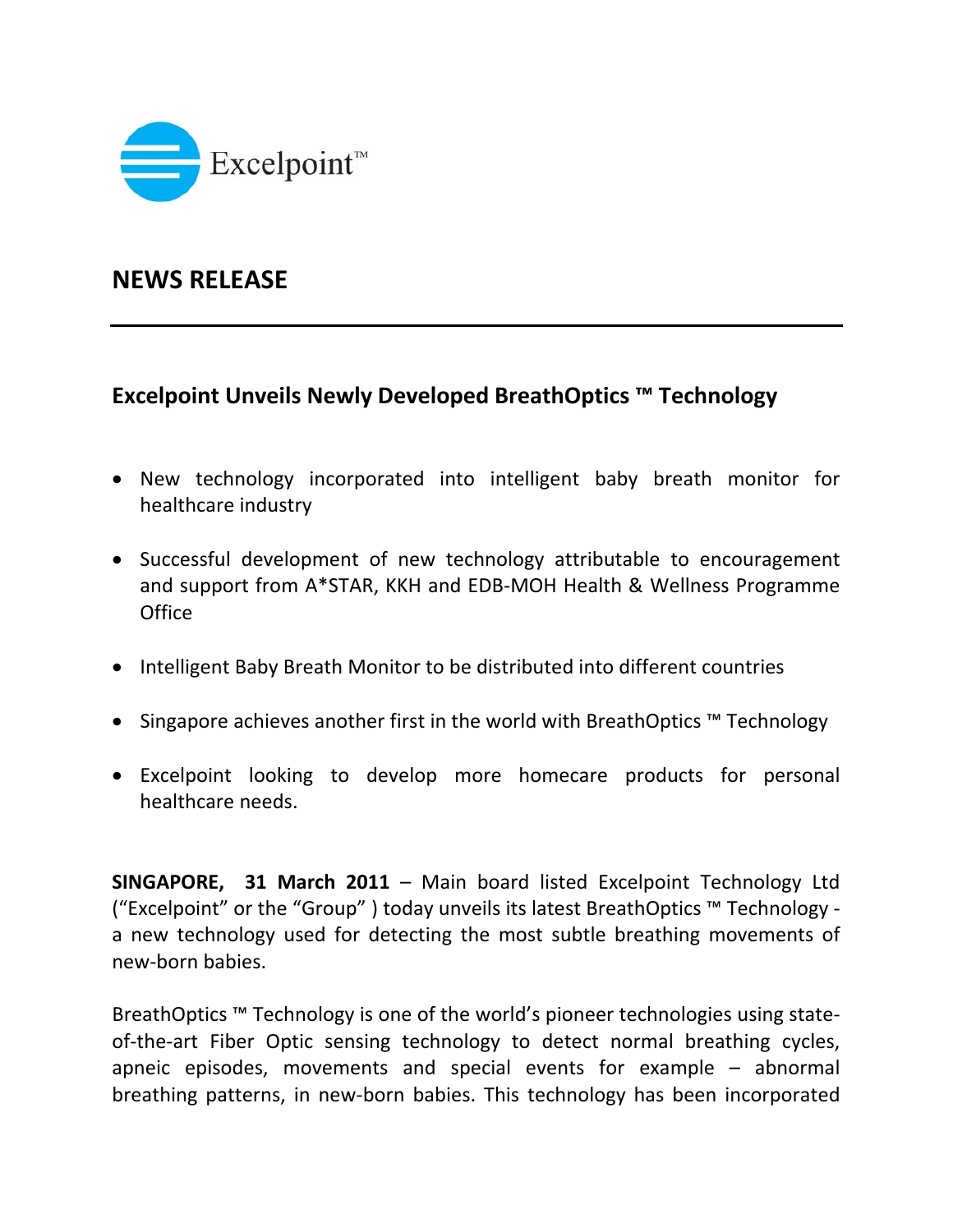Excelpoint™

# NEWS RELEASE

---

## Excelpoint Unveils Newly Developed BreathOptics ™ Technology

- New technology incorporated into intelligent baby breath monitor for healthcare industry
- Successful development of new technology attributable to encouragement and support from A*STAR, KKH and EDB-MOH Health & Wellness Programme Office
- Intelligent Baby Breath Monitor to be distributed into different countries
- Singapore achieves another first in the world with BreathOptics ™ Technology
- Excelpoint looking to develop more homecare products for personal healthcare needs.

**SINGAPORE, 31 March 2011** – Main board listed Excelpoint Technology Ltd ("Excelpoint" or the "Group" ) today unveils its latest BreathOptics ™ Technology - a new technology used for detecting the most subtle breathing movements of new-born babies.

BreathOptics ™ Technology is one of the world's pioneer technologies using state-of-the-art Fiber Optic sensing technology to detect normal breathing cycles, apneic episodes, movements and special events for example – abnormal breathing patterns, in new-born babies. This technology has been incorporated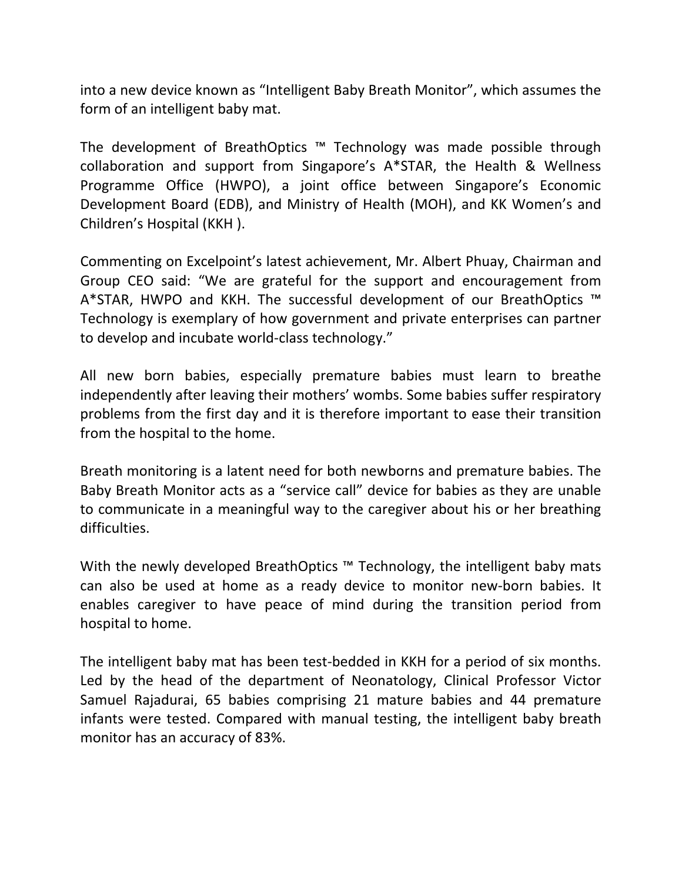into a new device known as “Intelligent Baby Breath Monitor”, which assumes the form of an intelligent baby mat.

The development of BreathOptics ™ Technology was made possible through collaboration and support from Singapore’s A*STAR, the Health & Wellness Programme Office (HWPO), a joint office between Singapore’s Economic Development Board (EDB), and Ministry of Health (MOH), and KK Women’s and Children’s Hospital (KKH ).

Commenting on Excelpoint’s latest achievement, Mr. Albert Phuay, Chairman and Group CEO said: “We are grateful for the support and encouragement from A*STAR, HWPO and KKH. The successful development of our BreathOptics ™ Technology is exemplary of how government and private enterprises can partner to develop and incubate world-class technology.”

All new born babies, especially premature babies must learn to breathe independently after leaving their mothers’ wombs. Some babies suffer respiratory problems from the first day and it is therefore important to ease their transition from the hospital to the home.

Breath monitoring is a latent need for both newborns and premature babies. The Baby Breath Monitor acts as a “service call” device for babies as they are unable to communicate in a meaningful way to the caregiver about his or her breathing difficulties.

With the newly developed BreathOptics ™ Technology, the intelligent baby mats can also be used at home as a ready device to monitor new-born babies. It enables caregiver to have peace of mind during the transition period from hospital to home.

The intelligent baby mat has been test-bedded in KKH for a period of six months. Led by the head of the department of Neonatology, Clinical Professor Victor Samuel Rajadurai, 65 babies comprising 21 mature babies and 44 premature infants were tested. Compared with manual testing, the intelligent baby breath monitor has an accuracy of 83%.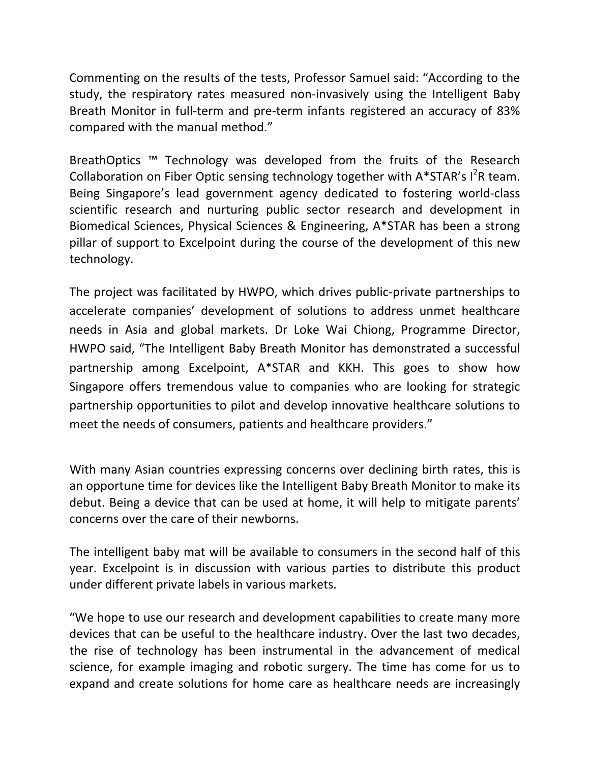Commenting on the results of the tests, Professor Samuel said: “According to the study, the respiratory rates measured non-invasively using the Intelligent Baby Breath Monitor in full-term and pre-term infants registered an accuracy of 83% compared with the manual method.”

BreathOptics ™ Technology was developed from the fruits of the Research Collaboration on Fiber Optic sensing technology together with A*STAR’s I$^2$R team. Being Singapore’s lead government agency dedicated to fostering world-class scientific research and nurturing public sector research and development in Biomedical Sciences, Physical Sciences & Engineering, A*STAR has been a strong pillar of support to Excelpoint during the course of the development of this new technology.

The project was facilitated by HWPO, which drives public-private partnerships to accelerate companies’ development of solutions to address unmet healthcare needs in Asia and global markets. Dr Loke Wai Chiong, Programme Director, HWPO said, “The Intelligent Baby Breath Monitor has demonstrated a successful partnership among Excelpoint, A*STAR and KKH. This goes to show how Singapore offers tremendous value to companies who are looking for strategic partnership opportunities to pilot and develop innovative healthcare solutions to meet the needs of consumers, patients and healthcare providers.”

With many Asian countries expressing concerns over declining birth rates, this is an opportune time for devices like the Intelligent Baby Breath Monitor to make its debut. Being a device that can be used at home, it will help to mitigate parents’ concerns over the care of their newborns.

The intelligent baby mat will be available to consumers in the second half of this year. Excelpoint is in discussion with various parties to distribute this product under different private labels in various markets.

“We hope to use our research and development capabilities to create many more devices that can be useful to the healthcare industry. Over the last two decades, the rise of technology has been instrumental in the advancement of medical science, for example imaging and robotic surgery. The time has come for us to expand and create solutions for home care as healthcare needs are increasingly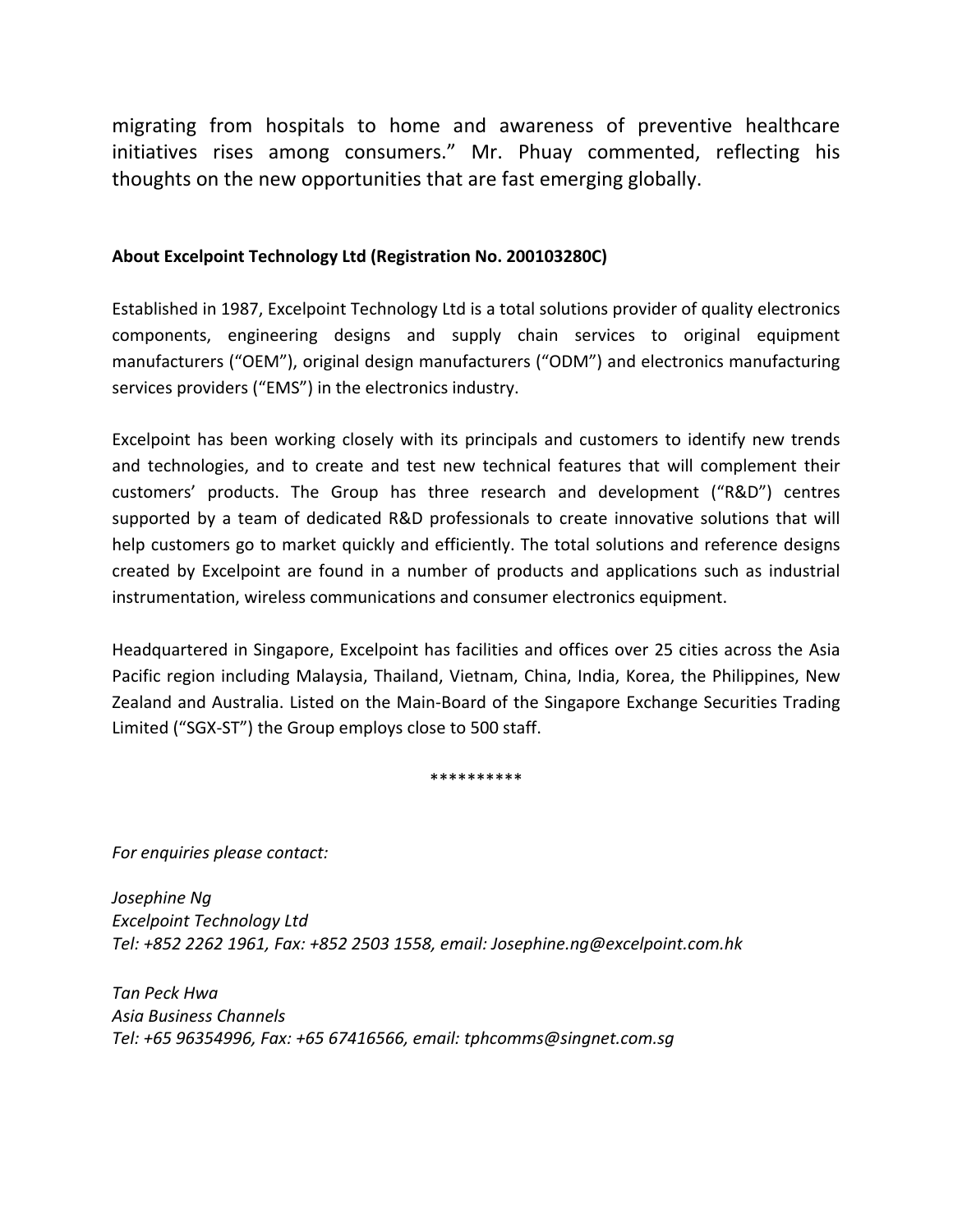migrating from hospitals to home and awareness of preventive healthcare initiatives rises among consumers." Mr. Phuay commented, reflecting his thoughts on the new opportunities that are fast emerging globally.

**About Excelpoint Technology Ltd (Registration No. 200103280C)**

Established in 1987, Excelpoint Technology Ltd is a total solutions provider of quality electronics components, engineering designs and supply chain services to original equipment manufacturers ("OEM"), original design manufacturers ("ODM") and electronics manufacturing services providers ("EMS") in the electronics industry.

Excelpoint has been working closely with its principals and customers to identify new trends and technologies, and to create and test new technical features that will complement their customers' products. The Group has three research and development ("R&D") centres supported by a team of dedicated R&D professionals to create innovative solutions that will help customers go to market quickly and efficiently. The total solutions and reference designs created by Excelpoint are found in a number of products and applications such as industrial instrumentation, wireless communications and consumer electronics equipment.

Headquartered in Singapore, Excelpoint has facilities and offices over 25 cities across the Asia Pacific region including Malaysia, Thailand, Vietnam, China, India, Korea, the Philippines, New Zealand and Australia. Listed on the Main-Board of the Singapore Exchange Securities Trading Limited ("SGX-ST") the Group employs close to 500 staff.

**********

*For enquiries please contact:*

*Josephine Ng*
*Excelpoint Technology Ltd*
*Tel: +852 2262 1961, Fax: +852 2503 1558, email: Josephine.ng@excelpoint.com.hk*

*Tan Peck Hwa*
*Asia Business Channels*
*Tel: +65 96354996, Fax: +65 67416566, email: tphcomms@singnet.com.sg*